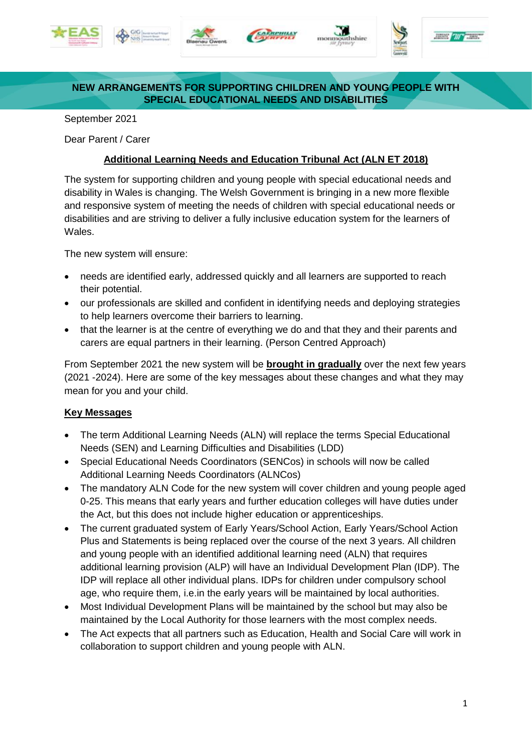# NEW ARRANGEMENTS FOR SUPPORTING CHILDREN AND YOUNG PEOPLE WITH SPECIAL EDUCATIONAL NEEDS AND DISABILITIES

September 2021

Dear Parent / Carer

## Additional Learning Needs and Education Tribunal Act (ALN ET 2018)

The system for supporting children and young people with special educational needs and disability in Wales is changing. The Welsh Government is bringing in a new more flexible and responsive system of meeting the needs of children with special educational needs or disabilities and are striving to deliver a fully inclusive education system for the learners of Wales.

The new system will ensure:

- needs are identified early, addressed quickly and all learners are supported to reach their potential.
- our professionals are skilled and confident in identifying needs and deploying strategies to help learners overcome their barriers to learning.
- that the learner is at the centre of everything we do and that they and their parents and carers are equal partners in their learning. (Person Centred Approach)

From September 2021 the new system will be **brought in gradually** over the next few years (2021 -2024). Here are some of the key messages about these changes and what they may mean for you and your child.

### Key Messages

- The term Additional Learning Needs (ALN) will replace the terms Special Educational Needs (SEN) and Learning Difficulties and Disabilities (LDD)
- Special Educational Needs Coordinators (SENCos) in schools will now be called Additional Learning Needs Coordinators (ALNCos)
- The mandatory ALN Code for the new system will cover children and young people aged 0-25. This means that early years and further education colleges will have duties under the Act, but this does not include higher education or apprenticeships.
- The current graduated system of Early Years/School Action, Early Years/School Action Plus and Statements is being replaced over the course of the next 3 years. All children and young people with an identified additional learning need (ALN) that requires additional learning provision (ALP) will have an Individual Development Plan (IDP). The IDP will replace all other individual plans. IDPs for children under compulsory school age, who require them, i.e.in the early years will be maintained by local authorities.
- Most Individual Development Plans will be maintained by the school but may also be maintained by the Local Authority for those learners with the most complex needs.
- The Act expects that all partners such as Education, Health and Social Care will work in collaboration to support children and young people with ALN.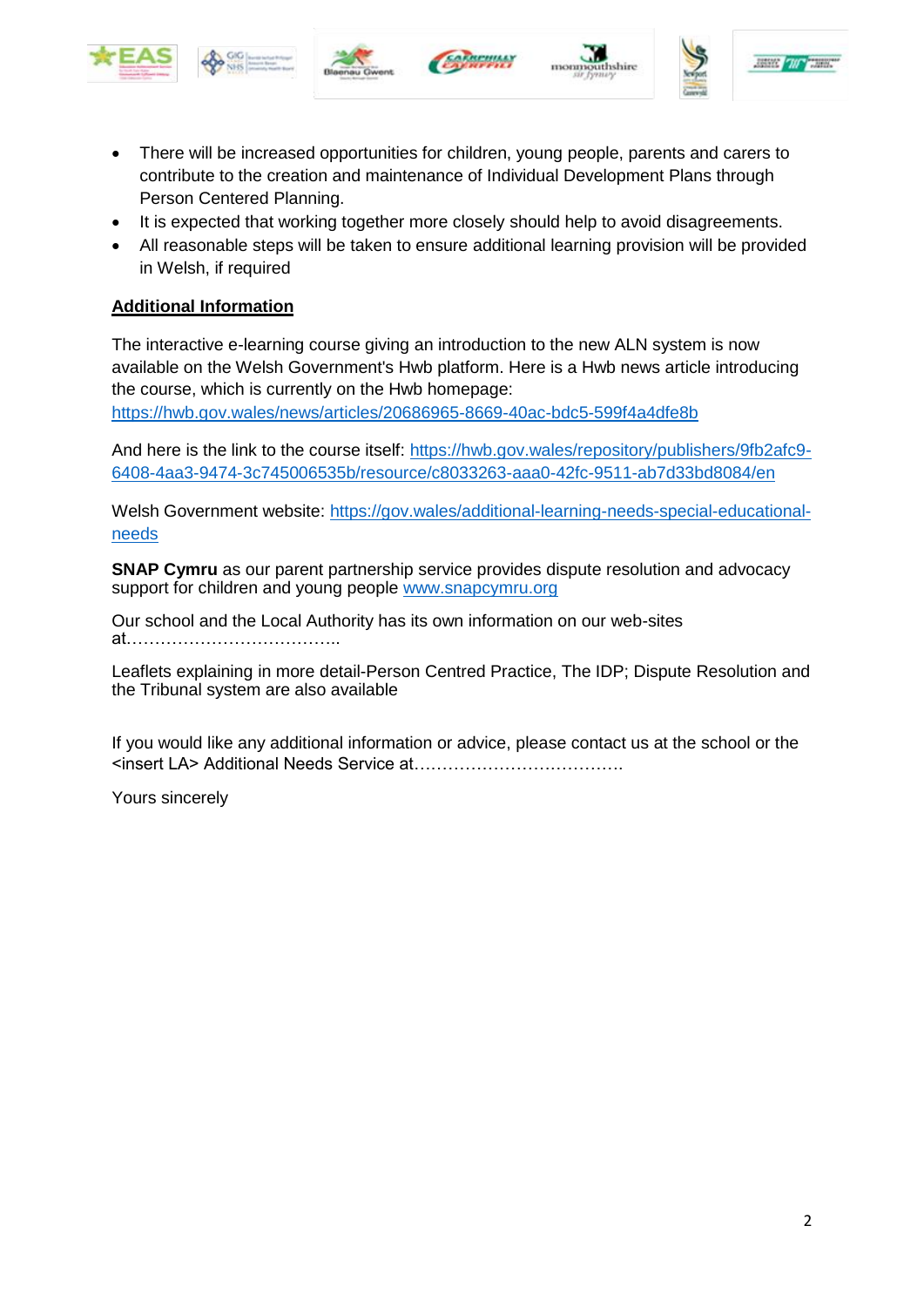- There will be increased opportunities for children, young people, parents and carers to contribute to the creation and maintenance of Individual Development Plans through Person Centered Planning.
- It is expected that working together more closely should help to avoid disagreements.
- All reasonable steps will be taken to ensure additional learning provision will be provided in Welsh, if required

**Additional Information**

The interactive e-learning course giving an introduction to the new ALN system is now available on the Welsh Government's Hwb platform. Here is a Hwb news article introducing the course, which is currently on the Hwb homepage: https://hwb.gov.wales/news/articles/20686965-8669-40ac-bdc5-599f4a4dfe8b

And here is the link to the course itself: https://hwb.gov.wales/repository/publishers/9fb2afc9-6408-4aa3-9474-3c745006535b/resource/c8033263-aaa0-42fc-9511-ab7d33bd8084/en

Welsh Government website: https://gov.wales/additional-learning-needs-special-educational-needs

**SNAP Cymru** as our parent partnership service provides dispute resolution and advocacy support for children and young people www.snapcymru.org

Our school and the Local Authority has its own information on our web-sites at………………………………..

Leaflets explaining in more detail-Person Centred Practice, The IDP; Dispute Resolution and the Tribunal system are also available

If you would like any additional information or advice, please contact us at the school or the <insert LA> Additional Needs Service at……………………………….

Yours sincerely